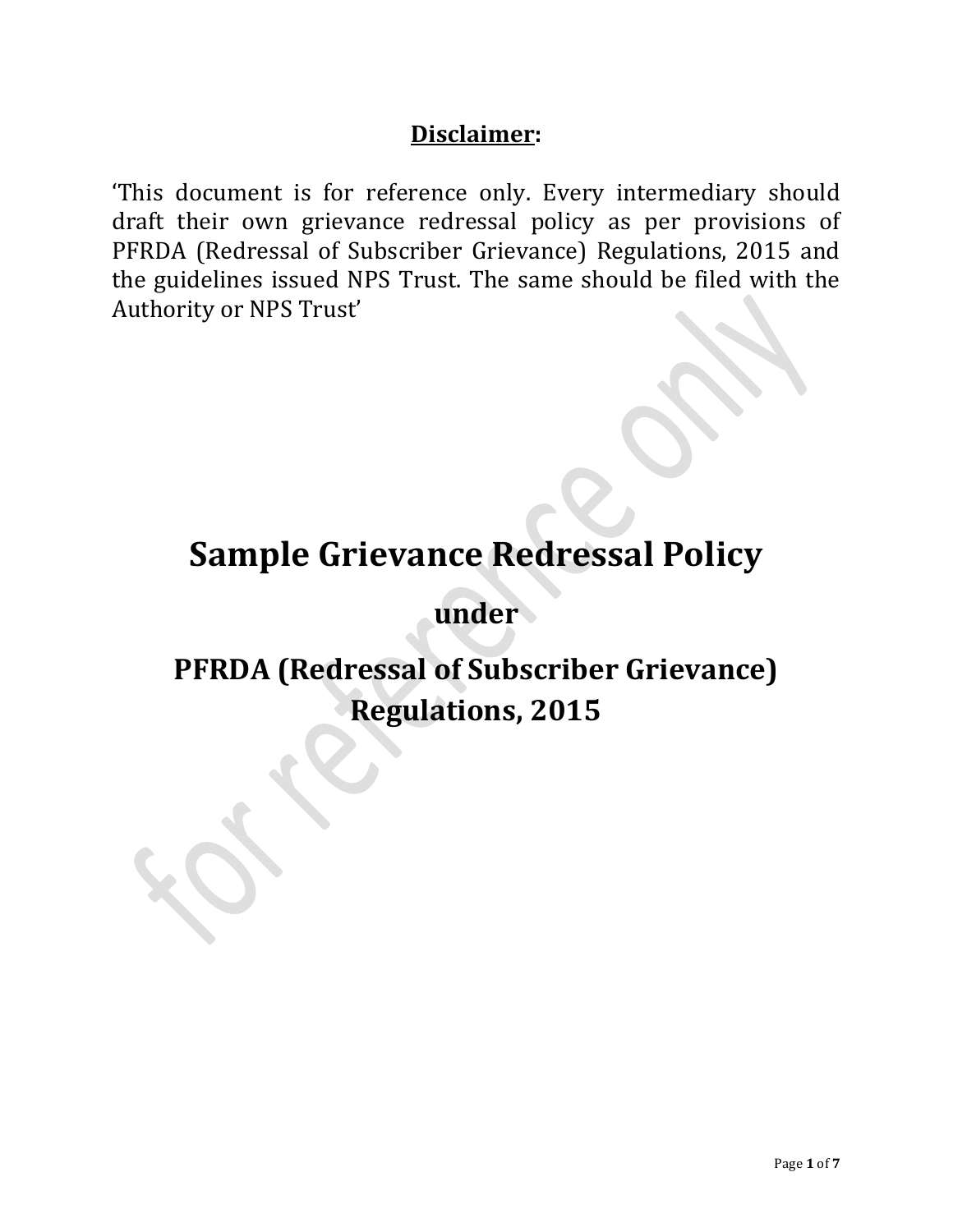**Disclaimer:**

'This document is for reference only. Every intermediary should draft their own grievance redressal policy as per provisions of PFRDA (Redressal of Subscriber Grievance) Regulations, 2015 and the guidelines issued NPS Trust. The same should be filed with the Authority or NPS Trust'

# Sample Grievance Redressal Policy

## under

# PFRDA (Redressal of Subscriber Grievance) Regulations, 2015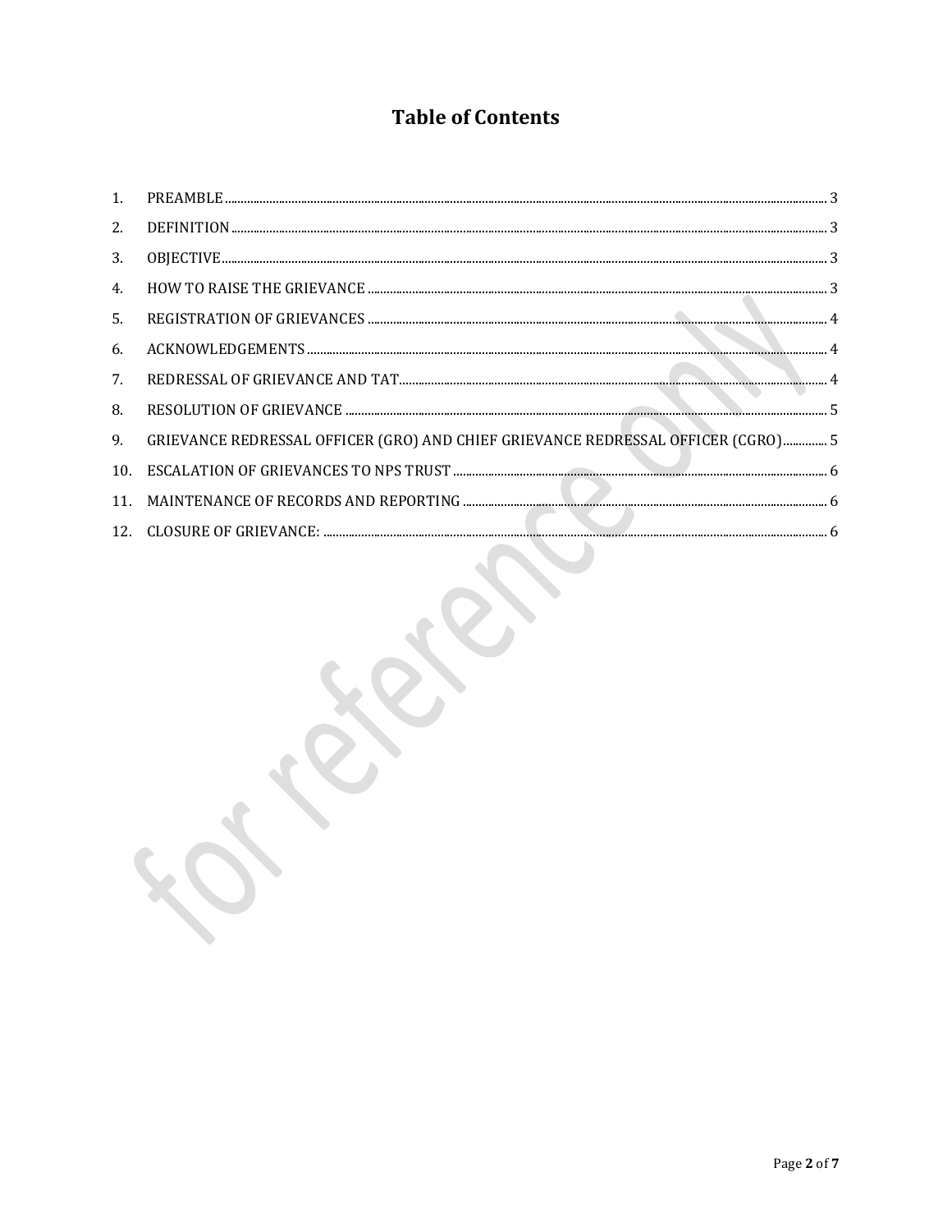# Table of Contents

1. PREAMBLE ........ 3
2. DEFINITION ........ 3
3. OBJECTIVE ........ 3
4. HOW TO RAISE THE GRIEVANCE ........ 3
5. REGISTRATION OF GRIEVANCES ........ 4
6. ACKNOWLEDGEMENTS ........ 4
7. REDRESSAL OF GRIEVANCE AND TAT ........ 4
8. RESOLUTION OF GRIEVANCE ........ 5
9. GRIEVANCE REDRESSAL OFFICER (GRO) AND CHIEF GRIEVANCE REDRESSAL OFFICER (CGRO) ........ 5
10. ESCALATION OF GRIEVANCES TO NPS TRUST ........ 6
11. MAINTENANCE OF RECORDS AND REPORTING ........ 6
12. CLOSURE OF GRIEVANCE: ........ 6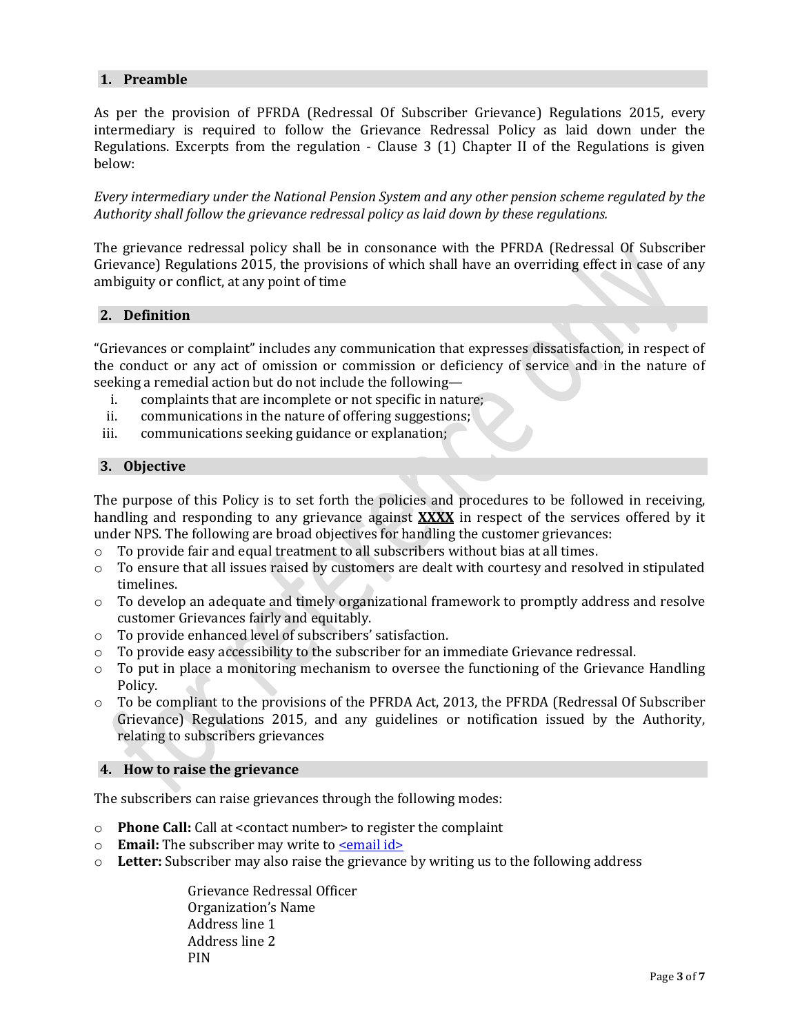## 1. Preamble

As per the provision of PFRDA (Redressal Of Subscriber Grievance) Regulations 2015, every intermediary is required to follow the Grievance Redressal Policy as laid down under the Regulations. Excerpts from the regulation - Clause 3 (1) Chapter II of the Regulations is given below:

*Every intermediary under the National Pension System and any other pension scheme regulated by the Authority shall follow the grievance redressal policy as laid down by these regulations.*

The grievance redressal policy shall be in consonance with the PFRDA (Redressal Of Subscriber Grievance) Regulations 2015, the provisions of which shall have an overriding effect in case of any ambiguity or conflict, at any point of time

## 2. Definition

"Grievances or complaint" includes any communication that expresses dissatisfaction, in respect of the conduct or any act of omission or commission or deficiency of service and in the nature of seeking a remedial action but do not include the following—

i. complaints that are incomplete or not specific in nature;
ii. communications in the nature of offering suggestions;
iii. communications seeking guidance or explanation;

## 3. Objective

The purpose of this Policy is to set forth the policies and procedures to be followed in receiving, handling and responding to any grievance against **XXXX** in respect of the services offered by it under NPS. The following are broad objectives for handling the customer grievances:

- To provide fair and equal treatment to all subscribers without bias at all times.
- To ensure that all issues raised by customers are dealt with courtesy and resolved in stipulated timelines.
- To develop an adequate and timely organizational framework to promptly address and resolve customer Grievances fairly and equitably.
- To provide enhanced level of subscribers' satisfaction.
- To provide easy accessibility to the subscriber for an immediate Grievance redressal.
- To put in place a monitoring mechanism to oversee the functioning of the Grievance Handling Policy.
- To be compliant to the provisions of the PFRDA Act, 2013, the PFRDA (Redressal Of Subscriber Grievance) Regulations 2015, and any guidelines or notification issued by the Authority, relating to subscribers grievances

## 4. How to raise the grievance

The subscribers can raise grievances through the following modes:

- **Phone Call:** Call at <contact number> to register the complaint
- **Email:** The subscriber may write to <email id>
- **Letter:** Subscriber may also raise the grievance by writing us to the following address

  Grievance Redressal Officer
  Organization's Name
  Address line 1
  Address line 2
  PIN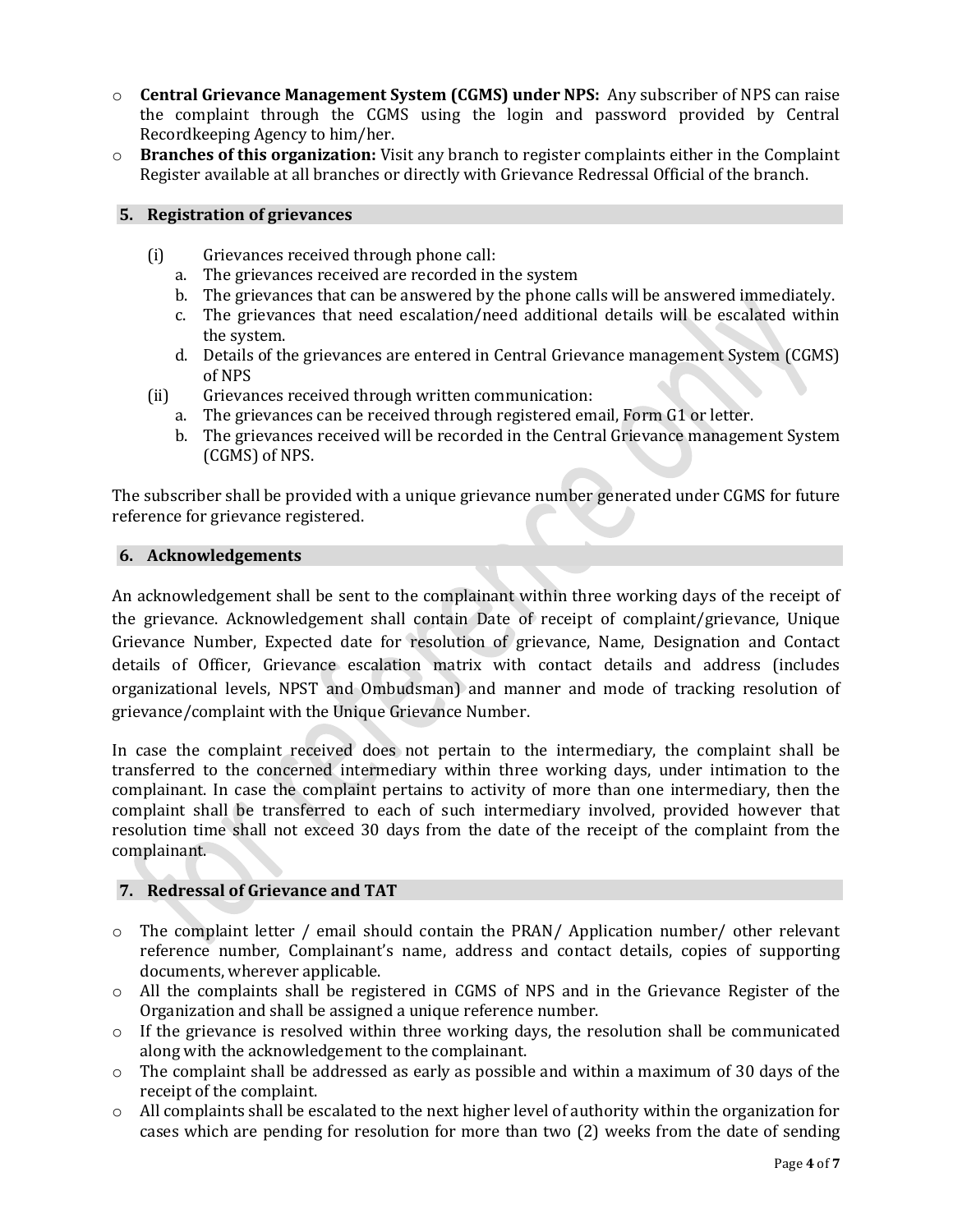- **Central Grievance Management System (CGMS) under NPS:** Any subscriber of NPS can raise the complaint through the CGMS using the login and password provided by Central Recordkeeping Agency to him/her.
- **Branches of this organization:** Visit any branch to register complaints either in the Complaint Register available at all branches or directly with Grievance Redressal Official of the branch.

## 5. Registration of grievances

(i) Grievances received through phone call:

a. The grievances received are recorded in the system
b. The grievances that can be answered by the phone calls will be answered immediately.
c. The grievances that need escalation/need additional details will be escalated within the system.
d. Details of the grievances are entered in Central Grievance management System (CGMS) of NPS

(ii) Grievances received through written communication:

a. The grievances can be received through registered email, Form G1 or letter.
b. The grievances received will be recorded in the Central Grievance management System (CGMS) of NPS.

The subscriber shall be provided with a unique grievance number generated under CGMS for future reference for grievance registered.

## 6. Acknowledgements

An acknowledgement shall be sent to the complainant within three working days of the receipt of the grievance. Acknowledgement shall contain Date of receipt of complaint/grievance, Unique Grievance Number, Expected date for resolution of grievance, Name, Designation and Contact details of Officer, Grievance escalation matrix with contact details and address (includes organizational levels, NPST and Ombudsman) and manner and mode of tracking resolution of grievance/complaint with the Unique Grievance Number.

In case the complaint received does not pertain to the intermediary, the complaint shall be transferred to the concerned intermediary within three working days, under intimation to the complainant. In case the complaint pertains to activity of more than one intermediary, then the complaint shall be transferred to each of such intermediary involved, provided however that resolution time shall not exceed 30 days from the date of the receipt of the complaint from the complainant.

## 7. Redressal of Grievance and TAT

- The complaint letter / email should contain the PRAN/ Application number/ other relevant reference number, Complainant's name, address and contact details, copies of supporting documents, wherever applicable.
- All the complaints shall be registered in CGMS of NPS and in the Grievance Register of the Organization and shall be assigned a unique reference number.
- If the grievance is resolved within three working days, the resolution shall be communicated along with the acknowledgement to the complainant.
- The complaint shall be addressed as early as possible and within a maximum of 30 days of the receipt of the complaint.
- All complaints shall be escalated to the next higher level of authority within the organization for cases which are pending for resolution for more than two (2) weeks from the date of sending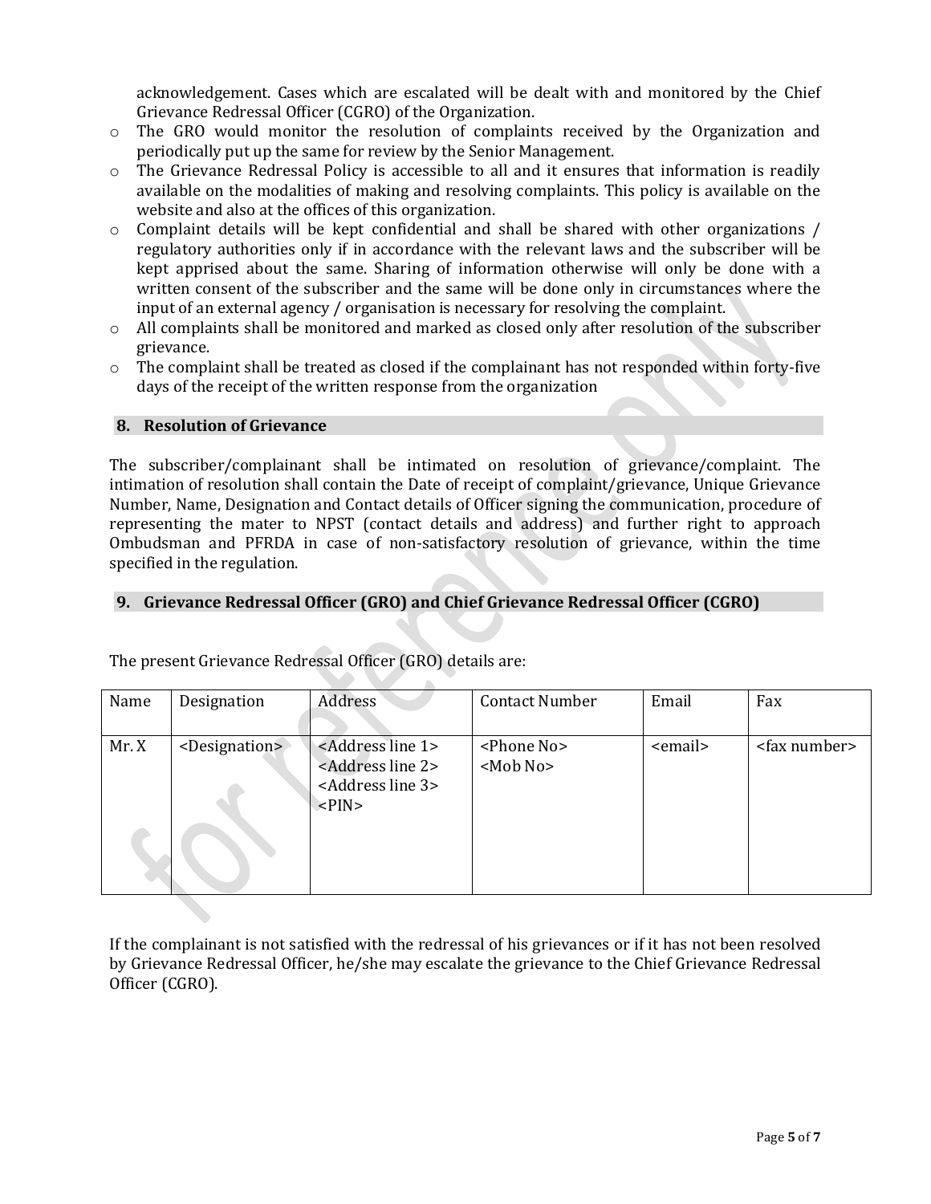acknowledgement. Cases which are escalated will be dealt with and monitored by the Chief Grievance Redressal Officer (CGRO) of the Organization.

- The GRO would monitor the resolution of complaints received by the Organization and periodically put up the same for review by the Senior Management.
- The Grievance Redressal Policy is accessible to all and it ensures that information is readily available on the modalities of making and resolving complaints. This policy is available on the website and also at the offices of this organization.
- Complaint details will be kept confidential and shall be shared with other organizations / regulatory authorities only if in accordance with the relevant laws and the subscriber will be kept apprised about the same. Sharing of information otherwise will only be done with a written consent of the subscriber and the same will be done only in circumstances where the input of an external agency / organisation is necessary for resolving the complaint.
- All complaints shall be monitored and marked as closed only after resolution of the subscriber grievance.
- The complaint shall be treated as closed if the complainant has not responded within forty-five days of the receipt of the written response from the organization

## 8. Resolution of Grievance

The subscriber/complainant shall be intimated on resolution of grievance/complaint. The intimation of resolution shall contain the Date of receipt of complaint/grievance, Unique Grievance Number, Name, Designation and Contact details of Officer signing the communication, procedure of representing the mater to NPST (contact details and address) and further right to approach Ombudsman and PFRDA in case of non-satisfactory resolution of grievance, within the time specified in the regulation.

## 9. Grievance Redressal Officer (GRO) and Chief Grievance Redressal Officer (CGRO)

The present Grievance Redressal Officer (GRO) details are:

| Name | Designation | Address | Contact Number | Email | Fax |
|---|---|---|---|---|---|
| Mr. X | <Designation> | <Address line 1><br><Address line 2><br><Address line 3><br><PIN> | <Phone No><br><Mob No> | <email> | <fax number> |

If the complainant is not satisfied with the redressal of his grievances or if it has not been resolved by Grievance Redressal Officer, he/she may escalate the grievance to the Chief Grievance Redressal Officer (CGRO).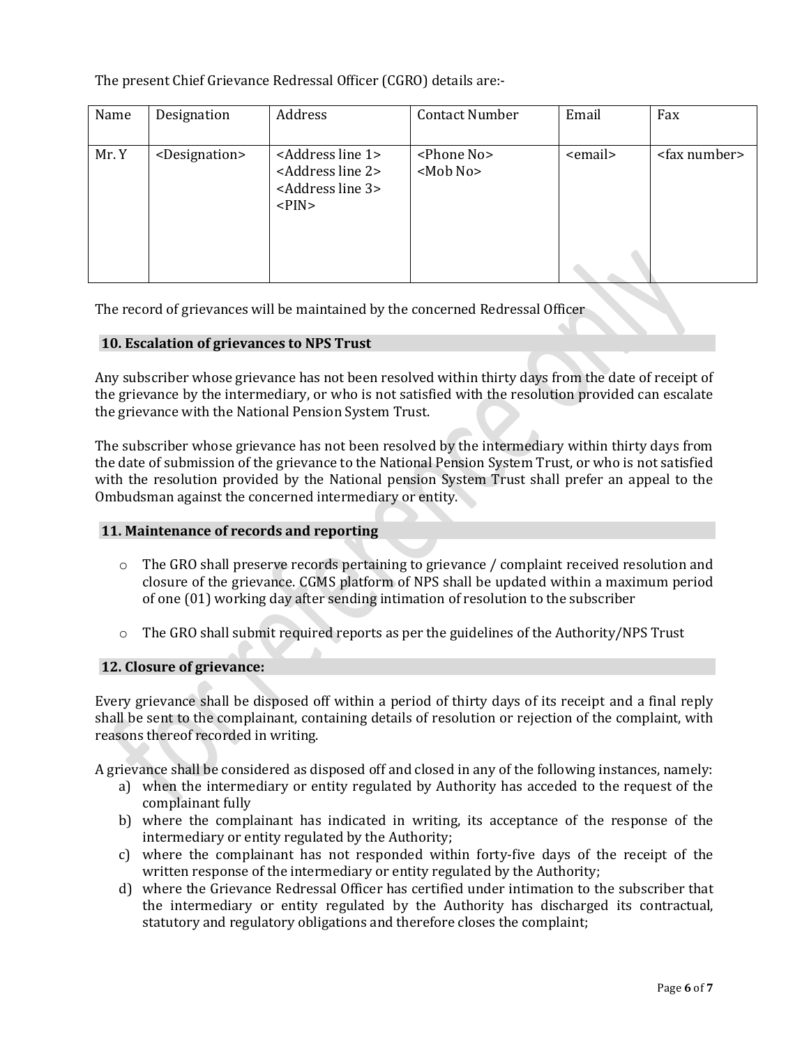The present Chief Grievance Redressal Officer (CGRO) details are:-

| Name | Designation | Address | Contact Number | Email | Fax |
|---|---|---|---|---|---|
| Mr. Y | <Designation> | <Address line 1> <Address line 2> <Address line 3> <PIN> | <Phone No> <Mob No> | <email> | <fax number> |

The record of grievances will be maintained by the concerned Redressal Officer

## 10. Escalation of grievances to NPS Trust

Any subscriber whose grievance has not been resolved within thirty days from the date of receipt of the grievance by the intermediary, or who is not satisfied with the resolution provided can escalate the grievance with the National Pension System Trust.

The subscriber whose grievance has not been resolved by the intermediary within thirty days from the date of submission of the grievance to the National Pension System Trust, or who is not satisfied with the resolution provided by the National pension System Trust shall prefer an appeal to the Ombudsman against the concerned intermediary or entity.

## 11. Maintenance of records and reporting

- The GRO shall preserve records pertaining to grievance / complaint received resolution and closure of the grievance. CGMS platform of NPS shall be updated within a maximum period of one (01) working day after sending intimation of resolution to the subscriber
- The GRO shall submit required reports as per the guidelines of the Authority/NPS Trust

## 12. Closure of grievance:

Every grievance shall be disposed off within a period of thirty days of its receipt and a final reply shall be sent to the complainant, containing details of resolution or rejection of the complaint, with reasons thereof recorded in writing.

A grievance shall be considered as disposed off and closed in any of the following instances, namely:

a) when the intermediary or entity regulated by Authority has acceded to the request of the complainant fully

b) where the complainant has indicated in writing, its acceptance of the response of the intermediary or entity regulated by the Authority;

c) where the complainant has not responded within forty-five days of the receipt of the written response of the intermediary or entity regulated by the Authority;

d) where the Grievance Redressal Officer has certified under intimation to the subscriber that the intermediary or entity regulated by the Authority has discharged its contractual, statutory and regulatory obligations and therefore closes the complaint;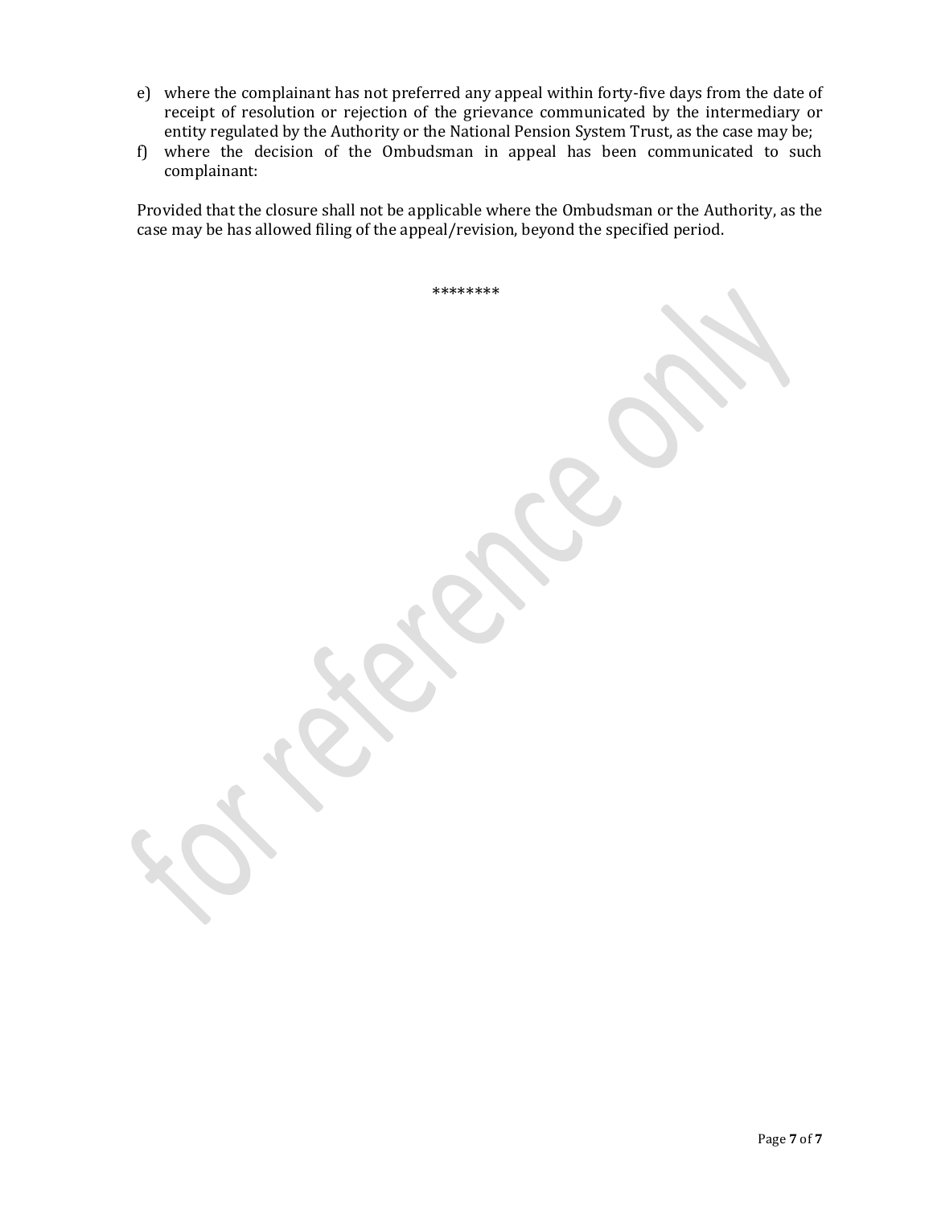e) where the complainant has not preferred any appeal within forty-five days from the date of receipt of resolution or rejection of the grievance communicated by the intermediary or entity regulated by the Authority or the National Pension System Trust, as the case may be;

f) where the decision of the Ombudsman in appeal has been communicated to such complainant:

Provided that the closure shall not be applicable where the Ombudsman or the Authority, as the case may be has allowed filing of the appeal/revision, beyond the specified period.

********